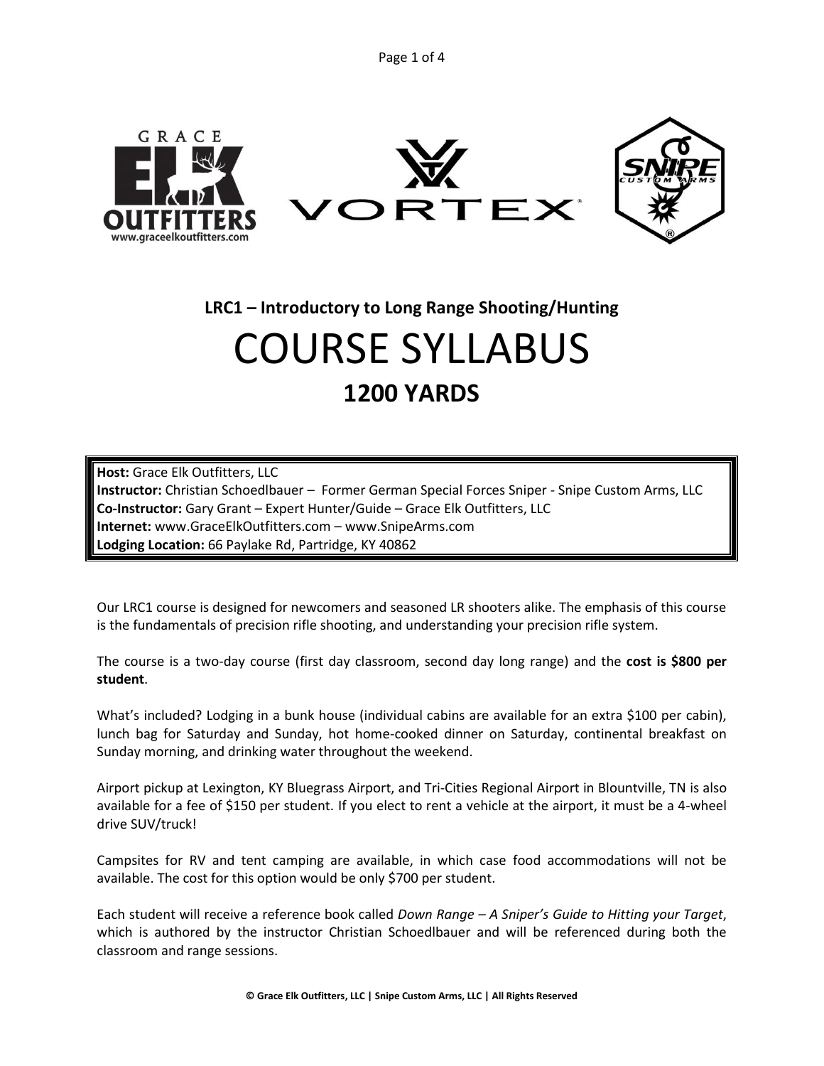## LRC1 – Introductory to Long Range Shooting/Hunting

# COURSE SYLLABUS

## 1200 YARDS

**Host:** Grace Elk Outfitters, LLC
**Instructor:** Christian Schoedlbauer – Former German Special Forces Sniper - Snipe Custom Arms, LLC
**Co-Instructor:** Gary Grant – Expert Hunter/Guide – Grace Elk Outfitters, LLC
**Internet:** www.GraceElkOutfitters.com – www.SnipeArms.com
**Lodging Location:** 66 Paylake Rd, Partridge, KY 40862

Our LRC1 course is designed for newcomers and seasoned LR shooters alike. The emphasis of this course is the fundamentals of precision rifle shooting, and understanding your precision rifle system.

The course is a two-day course (first day classroom, second day long range) and the **cost is $800 per student**.

What's included? Lodging in a bunk house (individual cabins are available for an extra $100 per cabin), lunch bag for Saturday and Sunday, hot home-cooked dinner on Saturday, continental breakfast on Sunday morning, and drinking water throughout the weekend.

Airport pickup at Lexington, KY Bluegrass Airport, and Tri-Cities Regional Airport in Blountville, TN is also available for a fee of $150 per student. If you elect to rent a vehicle at the airport, it must be a 4-wheel drive SUV/truck!

Campsites for RV and tent camping are available, in which case food accommodations will not be available. The cost for this option would be only $700 per student.

Each student will receive a reference book called *Down Range – A Sniper's Guide to Hitting your Target*, which is authored by the instructor Christian Schoedlbauer and will be referenced during both the classroom and range sessions.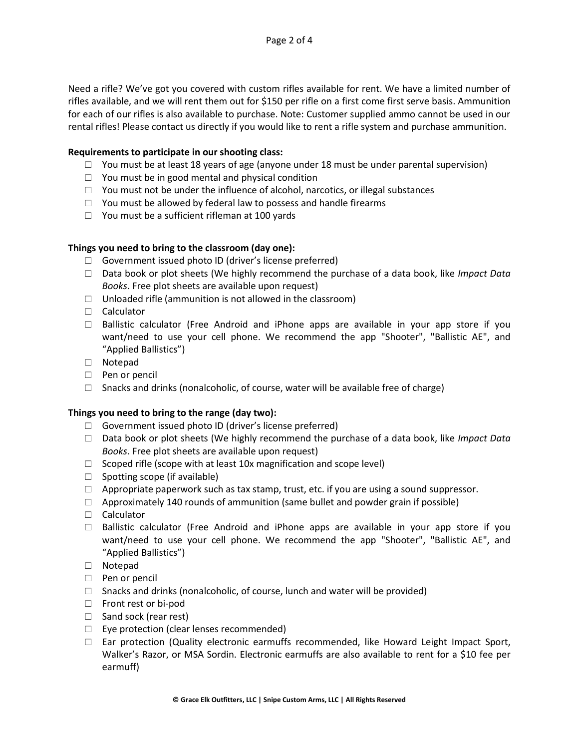Need a rifle? We've got you covered with custom rifles available for rent. We have a limited number of rifles available, and we will rent them out for $150 per rifle on a first come first serve basis. Ammunition for each of our rifles is also available to purchase. Note: Customer supplied ammo cannot be used in our rental rifles! Please contact us directly if you would like to rent a rifle system and purchase ammunition.

**Requirements to participate in our shooting class:**

- ☐ You must be at least 18 years of age (anyone under 18 must be under parental supervision)
- ☐ You must be in good mental and physical condition
- ☐ You must not be under the influence of alcohol, narcotics, or illegal substances
- ☐ You must be allowed by federal law to possess and handle firearms
- ☐ You must be a sufficient rifleman at 100 yards

**Things you need to bring to the classroom (day one):**

- ☐ Government issued photo ID (driver's license preferred)
- ☐ Data book or plot sheets (We highly recommend the purchase of a data book, like *Impact Data Books*. Free plot sheets are available upon request)
- ☐ Unloaded rifle (ammunition is not allowed in the classroom)
- ☐ Calculator
- ☐ Ballistic calculator (Free Android and iPhone apps are available in your app store if you want/need to use your cell phone. We recommend the app "Shooter", "Ballistic AE", and "Applied Ballistics")
- ☐ Notepad
- ☐ Pen or pencil
- ☐ Snacks and drinks (nonalcoholic, of course, water will be available free of charge)

**Things you need to bring to the range (day two):**

- ☐ Government issued photo ID (driver's license preferred)
- ☐ Data book or plot sheets (We highly recommend the purchase of a data book, like *Impact Data Books*. Free plot sheets are available upon request)
- ☐ Scoped rifle (scope with at least 10x magnification and scope level)
- ☐ Spotting scope (if available)
- ☐ Appropriate paperwork such as tax stamp, trust, etc. if you are using a sound suppressor.
- ☐ Approximately 140 rounds of ammunition (same bullet and powder grain if possible)
- ☐ Calculator
- ☐ Ballistic calculator (Free Android and iPhone apps are available in your app store if you want/need to use your cell phone. We recommend the app "Shooter", "Ballistic AE", and "Applied Ballistics")
- ☐ Notepad
- ☐ Pen or pencil
- ☐ Snacks and drinks (nonalcoholic, of course, lunch and water will be provided)
- ☐ Front rest or bi-pod
- ☐ Sand sock (rear rest)
- ☐ Eye protection (clear lenses recommended)
- ☐ Ear protection (Quality electronic earmuffs recommended, like Howard Leight Impact Sport, Walker's Razor, or MSA Sordin. Electronic earmuffs are also available to rent for a $10 fee per earmuff)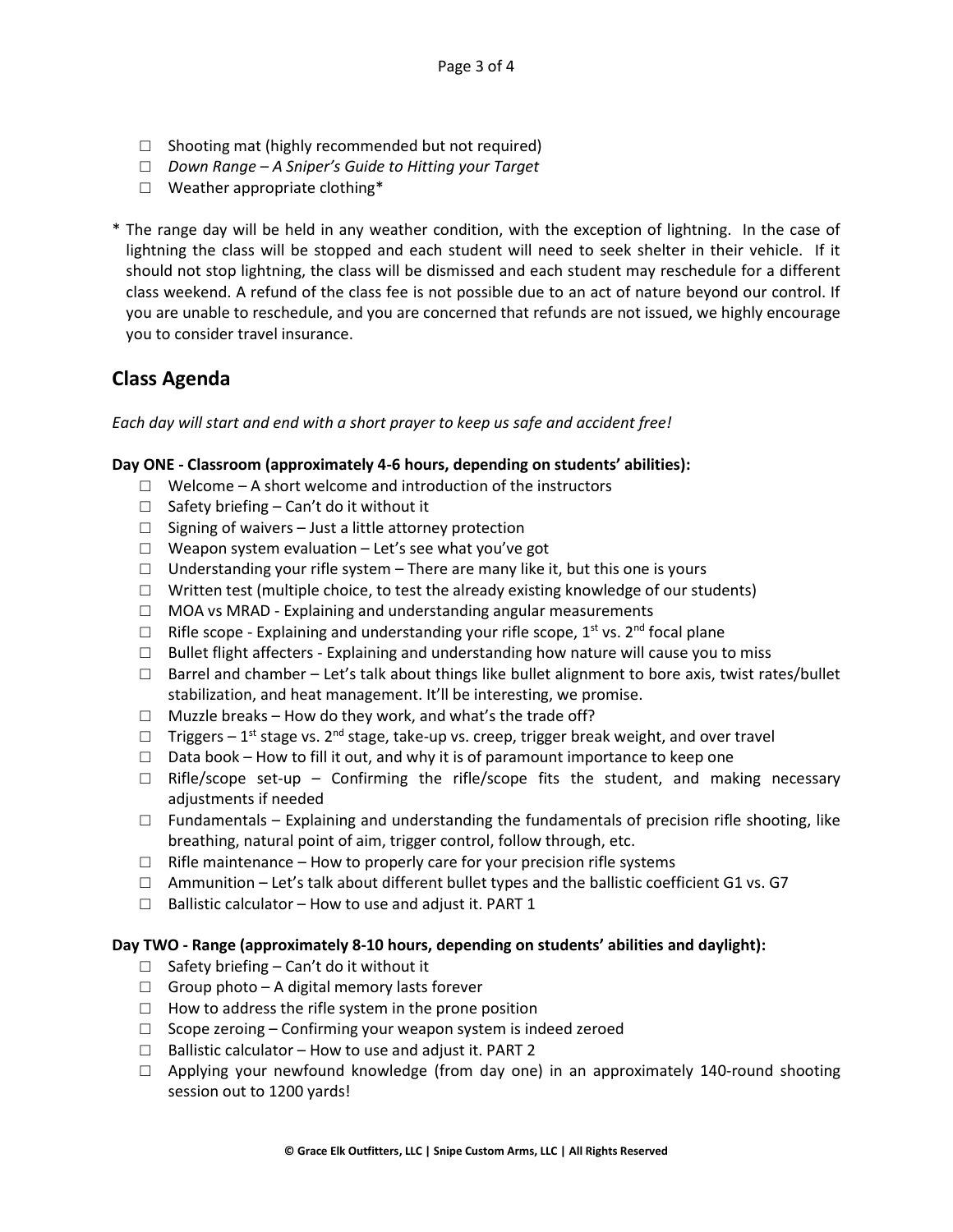- ☐ Shooting mat (highly recommended but not required)
- ☐ *Down Range – A Sniper's Guide to Hitting your Target*
- ☐ Weather appropriate clothing*

\* The range day will be held in any weather condition, with the exception of lightning. In the case of lightning the class will be stopped and each student will need to seek shelter in their vehicle. If it should not stop lightning, the class will be dismissed and each student may reschedule for a different class weekend. A refund of the class fee is not possible due to an act of nature beyond our control. If you are unable to reschedule, and you are concerned that refunds are not issued, we highly encourage you to consider travel insurance.

## Class Agenda

*Each day will start and end with a short prayer to keep us safe and accident free!*

**Day ONE - Classroom (approximately 4-6 hours, depending on students' abilities):**

- ☐ Welcome – A short welcome and introduction of the instructors
- ☐ Safety briefing – Can't do it without it
- ☐ Signing of waivers – Just a little attorney protection
- ☐ Weapon system evaluation – Let's see what you've got
- ☐ Understanding your rifle system – There are many like it, but this one is yours
- ☐ Written test (multiple choice, to test the already existing knowledge of our students)
- ☐ MOA vs MRAD - Explaining and understanding angular measurements
- ☐ Rifle scope - Explaining and understanding your rifle scope, 1st vs. 2nd focal plane
- ☐ Bullet flight affecters - Explaining and understanding how nature will cause you to miss
- ☐ Barrel and chamber – Let's talk about things like bullet alignment to bore axis, twist rates/bullet stabilization, and heat management. It'll be interesting, we promise.
- ☐ Muzzle breaks – How do they work, and what's the trade off?
- ☐ Triggers – 1st stage vs. 2nd stage, take-up vs. creep, trigger break weight, and over travel
- ☐ Data book – How to fill it out, and why it is of paramount importance to keep one
- ☐ Rifle/scope set-up – Confirming the rifle/scope fits the student, and making necessary adjustments if needed
- ☐ Fundamentals – Explaining and understanding the fundamentals of precision rifle shooting, like breathing, natural point of aim, trigger control, follow through, etc.
- ☐ Rifle maintenance – How to properly care for your precision rifle systems
- ☐ Ammunition – Let's talk about different bullet types and the ballistic coefficient G1 vs. G7
- ☐ Ballistic calculator – How to use and adjust it. PART 1

**Day TWO - Range (approximately 8-10 hours, depending on students' abilities and daylight):**

- ☐ Safety briefing – Can't do it without it
- ☐ Group photo – A digital memory lasts forever
- ☐ How to address the rifle system in the prone position
- ☐ Scope zeroing – Confirming your weapon system is indeed zeroed
- ☐ Ballistic calculator – How to use and adjust it. PART 2
- ☐ Applying your newfound knowledge (from day one) in an approximately 140-round shooting session out to 1200 yards!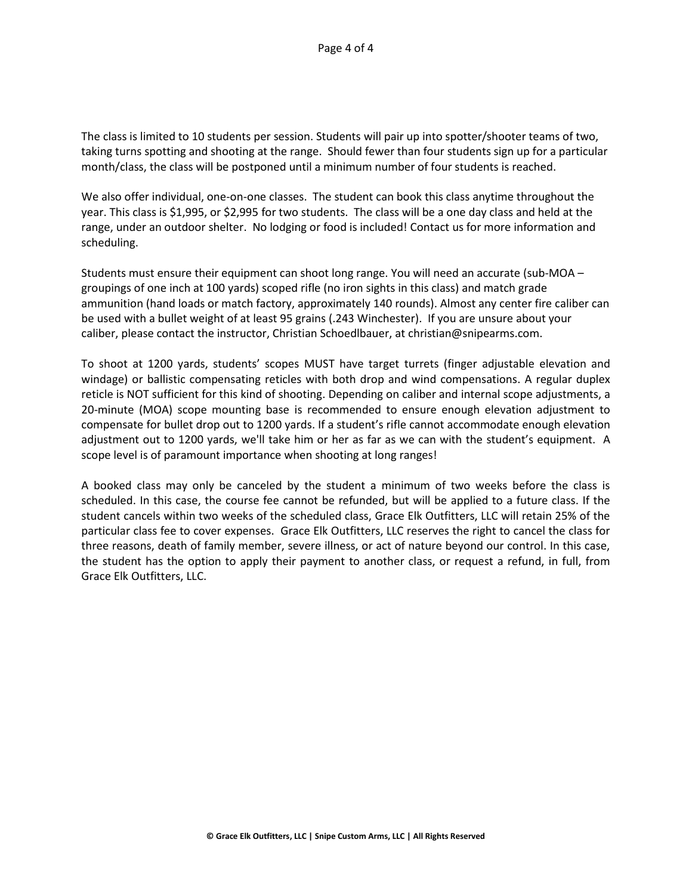The class is limited to 10 students per session. Students will pair up into spotter/shooter teams of two, taking turns spotting and shooting at the range. Should fewer than four students sign up for a particular month/class, the class will be postponed until a minimum number of four students is reached.

We also offer individual, one-on-one classes. The student can book this class anytime throughout the year. This class is $1,995, or $2,995 for two students. The class will be a one day class and held at the range, under an outdoor shelter. No lodging or food is included! Contact us for more information and scheduling.

Students must ensure their equipment can shoot long range. You will need an accurate (sub-MOA – groupings of one inch at 100 yards) scoped rifle (no iron sights in this class) and match grade ammunition (hand loads or match factory, approximately 140 rounds). Almost any center fire caliber can be used with a bullet weight of at least 95 grains (.243 Winchester). If you are unsure about your caliber, please contact the instructor, Christian Schoedlbauer, at christian@snipearms.com.

To shoot at 1200 yards, students' scopes MUST have target turrets (finger adjustable elevation and windage) or ballistic compensating reticles with both drop and wind compensations. A regular duplex reticle is NOT sufficient for this kind of shooting. Depending on caliber and internal scope adjustments, a 20-minute (MOA) scope mounting base is recommended to ensure enough elevation adjustment to compensate for bullet drop out to 1200 yards. If a student's rifle cannot accommodate enough elevation adjustment out to 1200 yards, we'll take him or her as far as we can with the student's equipment. A scope level is of paramount importance when shooting at long ranges!

A booked class may only be canceled by the student a minimum of two weeks before the class is scheduled. In this case, the course fee cannot be refunded, but will be applied to a future class. If the student cancels within two weeks of the scheduled class, Grace Elk Outfitters, LLC will retain 25% of the particular class fee to cover expenses. Grace Elk Outfitters, LLC reserves the right to cancel the class for three reasons, death of family member, severe illness, or act of nature beyond our control. In this case, the student has the option to apply their payment to another class, or request a refund, in full, from Grace Elk Outfitters, LLC.